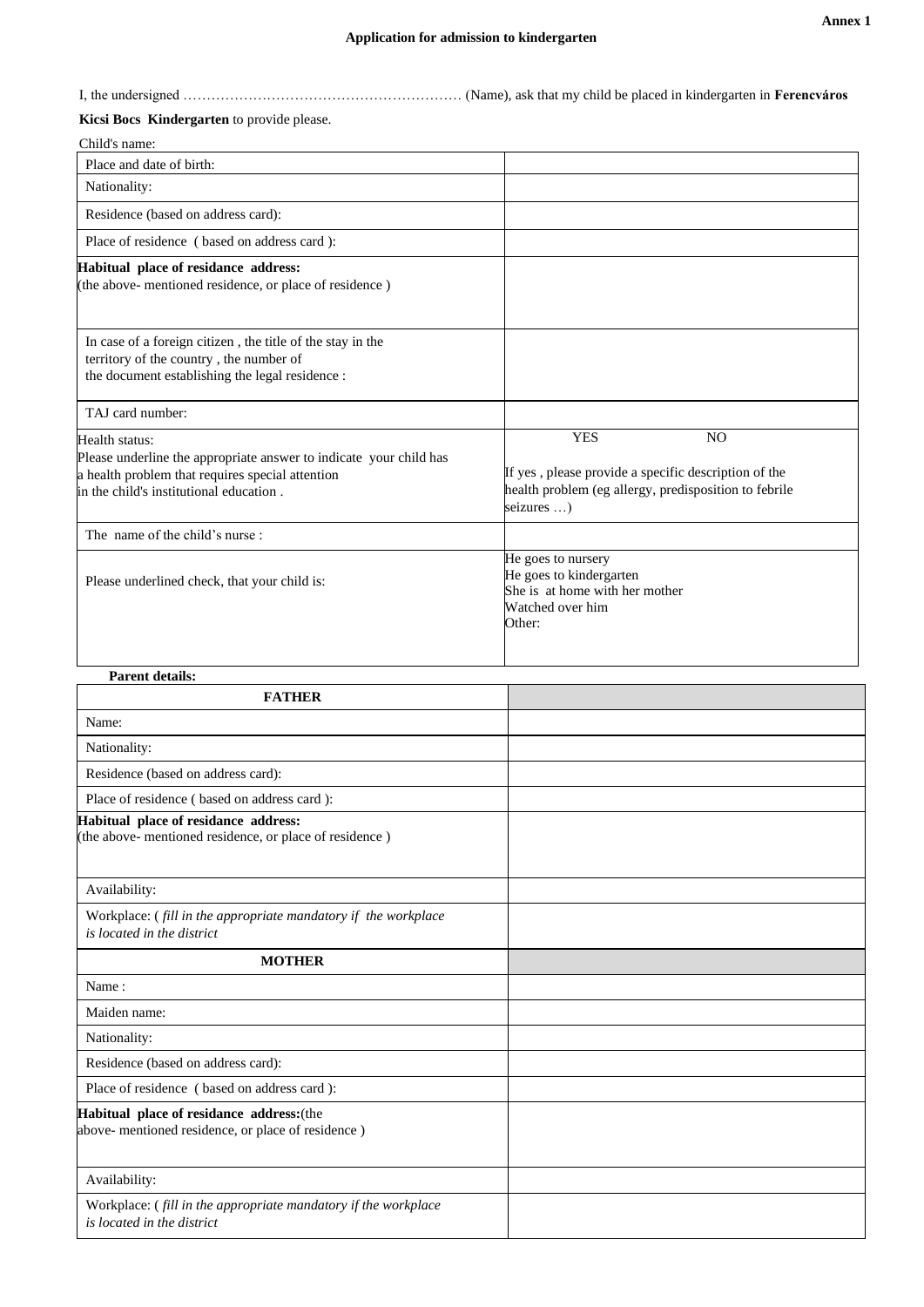Annex 1

**Application for admission to kindergarten**

I, the undersigned ……………………………………………………… (Name), ask that my child be placed in kindergarten in **Ferencváros Kicsi Bocs Kindergarten** to provide please.

Child's name:

| | |
|---|---|
| Place and date of birth: | |
| Nationality: | |
| Residence (based on address card): | |
| Place of residence ( based on address card ): | |
| **Habitual place of residance address:** (the above- mentioned residence, or place of residence ) | |
| In case of a foreign citizen , the title of the stay in the territory of the country , the number of the document establishing the legal residence : | |
| TAJ card number: | |
| Health status: Please underline the appropriate answer to indicate your child has a health problem that requires special attention in the child's institutional education . | YES NO<br><br>If yes , please provide a specific description of the health problem (eg allergy, predisposition to febrile seizures …) |
| The name of the child's nurse : | |
| Please underlined check, that your child is: | He goes to nursery<br>He goes to kindergarten<br>She is at home with her mother<br>Watched over him<br>Other: |

**Parent details:**

| **FATHER** | |
|---|---|
| Name: | |
| Nationality: | |
| Residence (based on address card): | |
| Place of residence ( based on address card ): | |
| **Habitual place of residance address:** (the above- mentioned residence, or place of residence ) | |
| Availability: | |
| Workplace: ( *fill in the appropriate mandatory if the workplace is located in the district* | |
| **MOTHER** | |
| Name : | |
| Maiden name: | |
| Nationality: | |
| Residence (based on address card): | |
| Place of residence ( based on address card ): | |
| **Habitual place of residance address:**(the above- mentioned residence, or place of residence ) | |
| Availability: | |
| Workplace: ( *fill in the appropriate mandatory if the workplace is located in the district* | |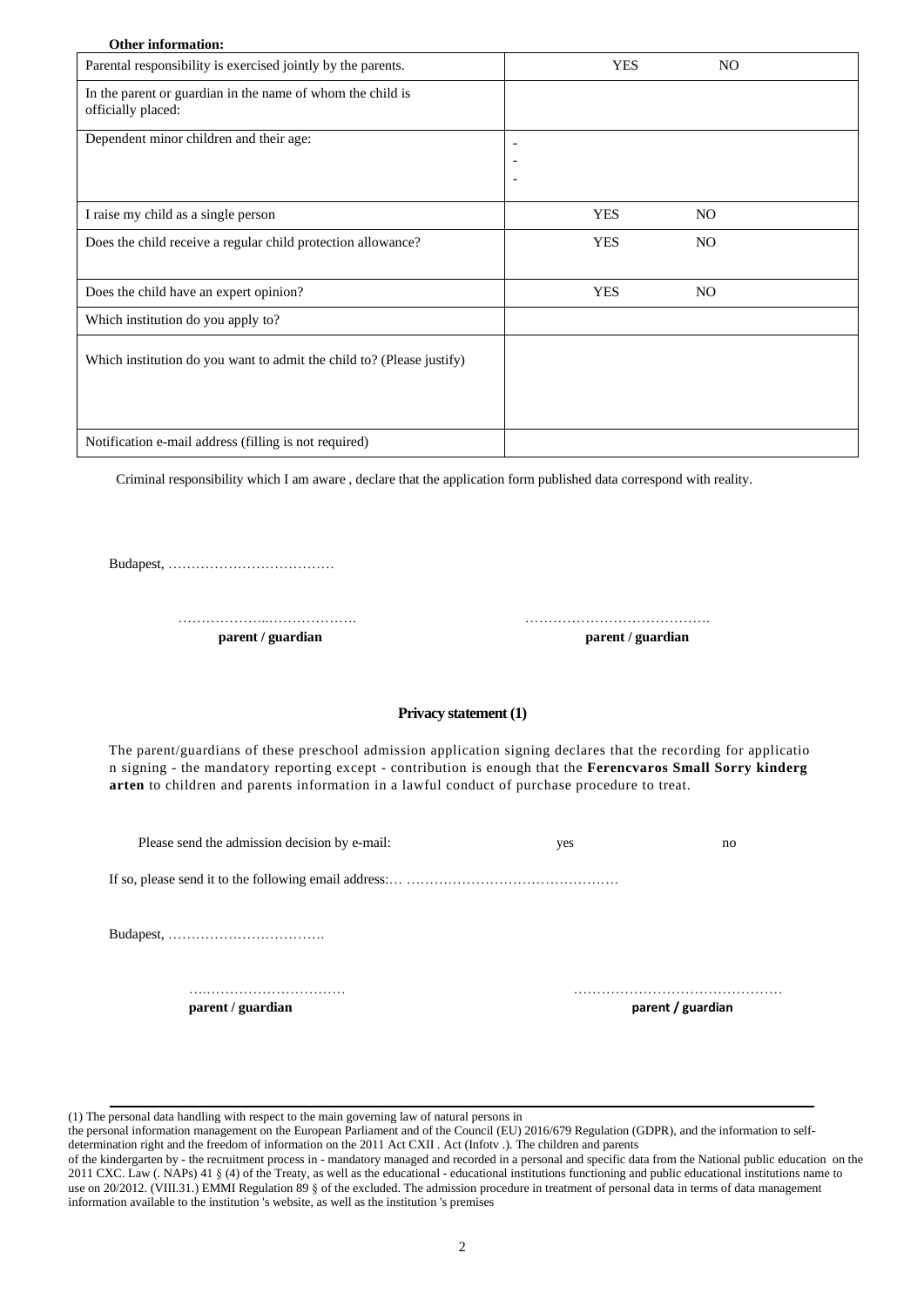**Other information:**

| | |
|---|---|
| Parental responsibility is exercised jointly by the parents. | YES NO |
| In the parent or guardian in the name of whom the child is officially placed: | |
| Dependent minor children and their age: | -<br>-<br>- |
| I raise my child as a single person | YES NO |
| Does the child receive a regular child protection allowance? | YES NO |
| Does the child have an expert opinion? | YES NO |
| Which institution do you apply to? | |
| Which institution do you want to admit the child to? (Please justify) | |
| Notification e-mail address (filling is not required) | |

Criminal responsibility which I am aware , declare that the application form published data correspond with reality.

Budapest, ………………………………

………………..………………. ………………………………….

**parent / guardian** **parent / guardian**

**Privacy statement (1)**

The parent/guardians of these preschool admission application signing declares that the recording for application signing - the mandatory reporting except - contribution is enough that the **Ferencvaros Small Sorry kindergarten** to children and parents information in a lawful conduct of purchase procedure to treat.

Please send the admission decision by e-mail: yes no

If so, please send it to the following email address:… ……………………………………….

Budapest, …………………………….

….………………………… ………………………………………

**parent / guardian** **parent / guardian**

(1) The personal data handling with respect to the main governing law of natural persons in the personal information management on the European Parliament and of the Council (EU) 2016/679 Regulation (GDPR), and the information to self-determination right and the freedom of information on the 2011 Act CXII . Act (Infotv .). The children and parents of the kindergarten by - the recruitment process in - mandatory managed and recorded in a personal and specific data from the National public education on the 2011 CXC. Law (. NAPs) 41 § (4) of the Treaty, as well as the educational - educational institutions functioning and public educational institutions name to use on 20/2012. (VIII.31.) EMMI Regulation 89 § of the excluded. The admission procedure in treatment of personal data in terms of data management information available to the institution 's website, as well as the institution 's premises